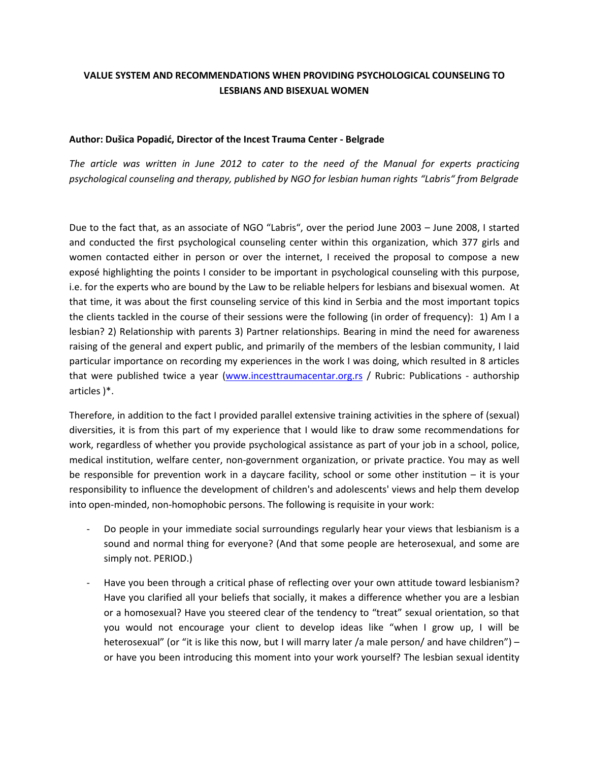**VALUE SYSTEM AND RECOMMENDATIONS WHEN PROVIDING PSYCHOLOGICAL COUNSELING TO LESBIANS AND BISEXUAL WOMEN**

**Author: Dušica Popadić, Director of the Incest Trauma Center - Belgrade**

*The article was written in June 2012 to cater to the need of the Manual for experts practicing psychological counseling and therapy, published by NGO for lesbian human rights "Labris" from Belgrade*

Due to the fact that, as an associate of NGO "Labris", over the period June 2003 – June 2008, I started and conducted the first psychological counseling center within this organization, which 377 girls and women contacted either in person or over the internet, I received the proposal to compose a new exposé highlighting the points I consider to be important in psychological counseling with this purpose, i.e. for the experts who are bound by the Law to be reliable helpers for lesbians and bisexual women. At that time, it was about the first counseling service of this kind in Serbia and the most important topics the clients tackled in the course of their sessions were the following (in order of frequency): 1) Am I a lesbian? 2) Relationship with parents 3) Partner relationships. Bearing in mind the need for awareness raising of the general and expert public, and primarily of the members of the lesbian community, I laid particular importance on recording my experiences in the work I was doing, which resulted in 8 articles that were published twice a year (www.incesttraumacentar.org.rs / Rubric: Publications - authorship articles )*.

Therefore, in addition to the fact I provided parallel extensive training activities in the sphere of (sexual) diversities, it is from this part of my experience that I would like to draw some recommendations for work, regardless of whether you provide psychological assistance as part of your job in a school, police, medical institution, welfare center, non-government organization, or private practice. You may as well be responsible for prevention work in a daycare facility, school or some other institution – it is your responsibility to influence the development of children's and adolescents' views and help them develop into open-minded, non-homophobic persons. The following is requisite in your work:

- Do people in your immediate social surroundings regularly hear your views that lesbianism is a sound and normal thing for everyone? (And that some people are heterosexual, and some are simply not. PERIOD.)
- Have you been through a critical phase of reflecting over your own attitude toward lesbianism? Have you clarified all your beliefs that socially, it makes a difference whether you are a lesbian or a homosexual? Have you steered clear of the tendency to "treat" sexual orientation, so that you would not encourage your client to develop ideas like "when I grow up, I will be heterosexual" (or "it is like this now, but I will marry later /a male person/ and have children") – or have you been introducing this moment into your work yourself? The lesbian sexual identity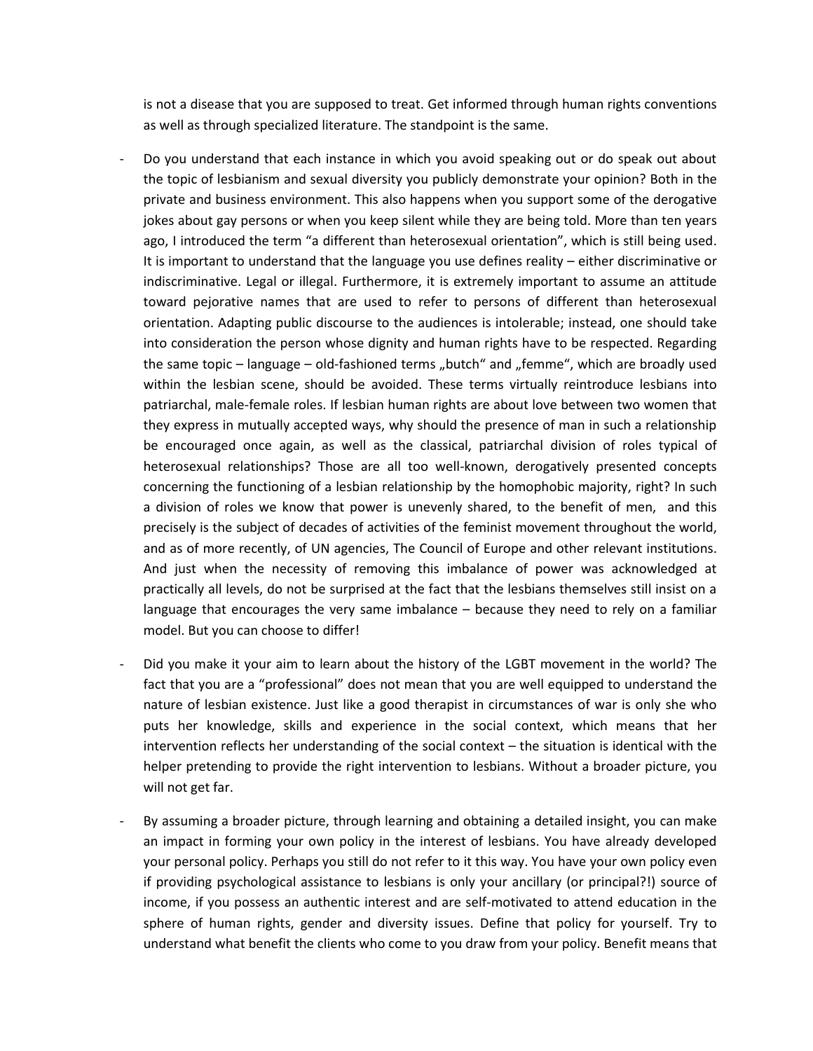is not a disease that you are supposed to treat. Get informed through human rights conventions as well as through specialized literature. The standpoint is the same.

- Do you understand that each instance in which you avoid speaking out or do speak out about the topic of lesbianism and sexual diversity you publicly demonstrate your opinion? Both in the private and business environment. This also happens when you support some of the derogative jokes about gay persons or when you keep silent while they are being told. More than ten years ago, I introduced the term "a different than heterosexual orientation", which is still being used. It is important to understand that the language you use defines reality – either discriminative or indiscriminative. Legal or illegal. Furthermore, it is extremely important to assume an attitude toward pejorative names that are used to refer to persons of different than heterosexual orientation. Adapting public discourse to the audiences is intolerable; instead, one should take into consideration the person whose dignity and human rights have to be respected. Regarding the same topic – language – old-fashioned terms „butch" and „femme", which are broadly used within the lesbian scene, should be avoided. These terms virtually reintroduce lesbians into patriarchal, male-female roles. If lesbian human rights are about love between two women that they express in mutually accepted ways, why should the presence of man in such a relationship be encouraged once again, as well as the classical, patriarchal division of roles typical of heterosexual relationships? Those are all too well-known, derogatively presented concepts concerning the functioning of a lesbian relationship by the homophobic majority, right? In such a division of roles we know that power is unevenly shared, to the benefit of men, and this precisely is the subject of decades of activities of the feminist movement throughout the world, and as of more recently, of UN agencies, The Council of Europe and other relevant institutions. And just when the necessity of removing this imbalance of power was acknowledged at practically all levels, do not be surprised at the fact that the lesbians themselves still insist on a language that encourages the very same imbalance – because they need to rely on a familiar model. But you can choose to differ!

- Did you make it your aim to learn about the history of the LGBT movement in the world? The fact that you are a "professional" does not mean that you are well equipped to understand the nature of lesbian existence. Just like a good therapist in circumstances of war is only she who puts her knowledge, skills and experience in the social context, which means that her intervention reflects her understanding of the social context – the situation is identical with the helper pretending to provide the right intervention to lesbians. Without a broader picture, you will not get far.

- By assuming a broader picture, through learning and obtaining a detailed insight, you can make an impact in forming your own policy in the interest of lesbians. You have already developed your personal policy. Perhaps you still do not refer to it this way. You have your own policy even if providing psychological assistance to lesbians is only your ancillary (or principal?!) source of income, if you possess an authentic interest and are self-motivated to attend education in the sphere of human rights, gender and diversity issues. Define that policy for yourself. Try to understand what benefit the clients who come to you draw from your policy. Benefit means that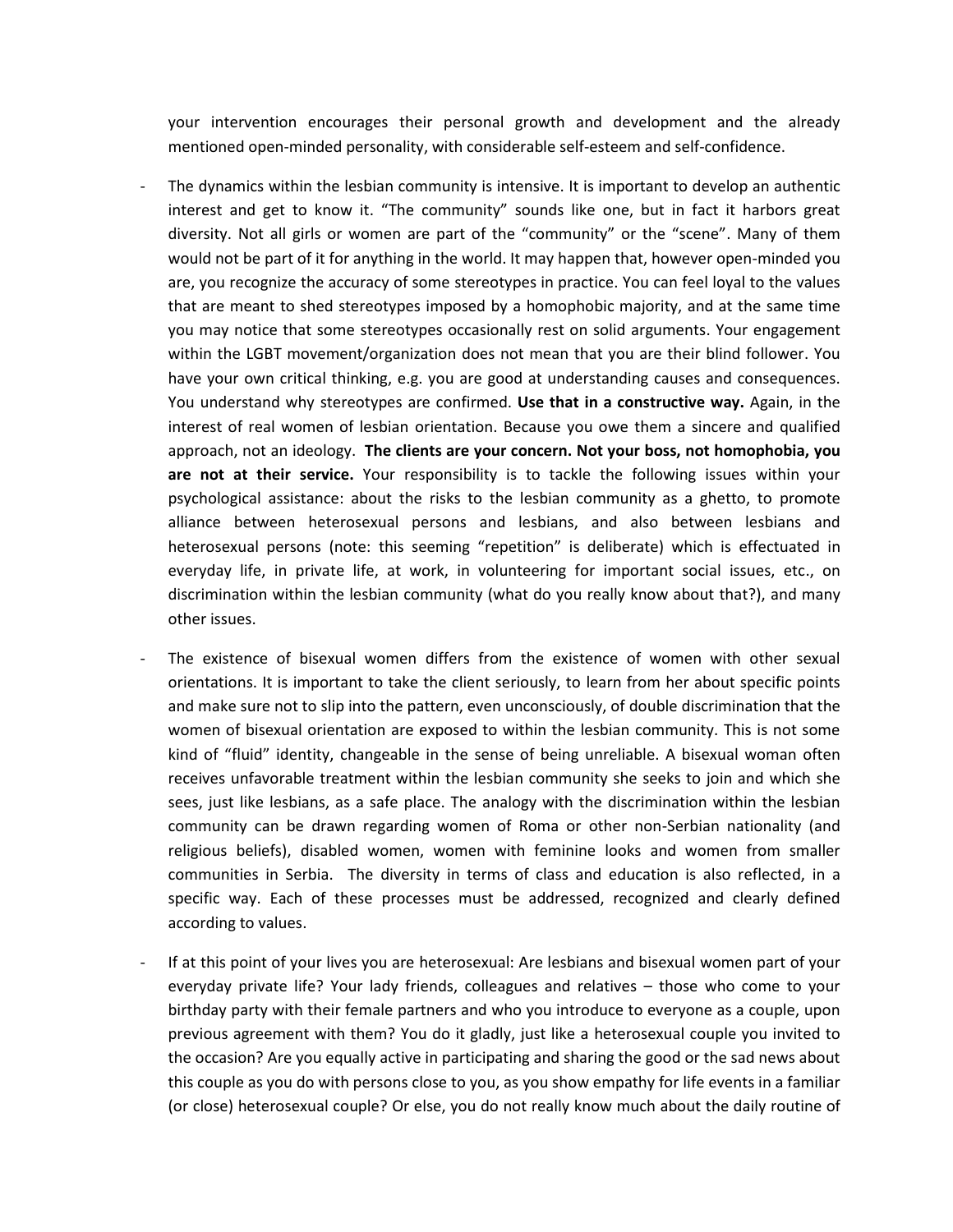your intervention encourages their personal growth and development and the already mentioned open-minded personality, with considerable self-esteem and self-confidence.

- The dynamics within the lesbian community is intensive. It is important to develop an authentic interest and get to know it. “The community” sounds like one, but in fact it harbors great diversity. Not all girls or women are part of the “community” or the “scene”. Many of them would not be part of it for anything in the world. It may happen that, however open-minded you are, you recognize the accuracy of some stereotypes in practice. You can feel loyal to the values that are meant to shed stereotypes imposed by a homophobic majority, and at the same time you may notice that some stereotypes occasionally rest on solid arguments. Your engagement within the LGBT movement/organization does not mean that you are their blind follower. You have your own critical thinking, e.g. you are good at understanding causes and consequences. You understand why stereotypes are confirmed. **Use that in a constructive way.** Again, in the interest of real women of lesbian orientation. Because you owe them a sincere and qualified approach, not an ideology. **The clients are your concern. Not your boss, not homophobia, you are not at their service.** Your responsibility is to tackle the following issues within your psychological assistance: about the risks to the lesbian community as a ghetto, to promote alliance between heterosexual persons and lesbians, and also between lesbians and heterosexual persons (note: this seeming “repetition” is deliberate) which is effectuated in everyday life, in private life, at work, in volunteering for important social issues, etc., on discrimination within the lesbian community (what do you really know about that?), and many other issues.

- The existence of bisexual women differs from the existence of women with other sexual orientations. It is important to take the client seriously, to learn from her about specific points and make sure not to slip into the pattern, even unconsciously, of double discrimination that the women of bisexual orientation are exposed to within the lesbian community. This is not some kind of “fluid” identity, changeable in the sense of being unreliable. A bisexual woman often receives unfavorable treatment within the lesbian community she seeks to join and which she sees, just like lesbians, as a safe place. The analogy with the discrimination within the lesbian community can be drawn regarding women of Roma or other non-Serbian nationality (and religious beliefs), disabled women, women with feminine looks and women from smaller communities in Serbia. The diversity in terms of class and education is also reflected, in a specific way. Each of these processes must be addressed, recognized and clearly defined according to values.

- If at this point of your lives you are heterosexual: Are lesbians and bisexual women part of your everyday private life? Your lady friends, colleagues and relatives – those who come to your birthday party with their female partners and who you introduce to everyone as a couple, upon previous agreement with them? You do it gladly, just like a heterosexual couple you invited to the occasion? Are you equally active in participating and sharing the good or the sad news about this couple as you do with persons close to you, as you show empathy for life events in a familiar (or close) heterosexual couple? Or else, you do not really know much about the daily routine of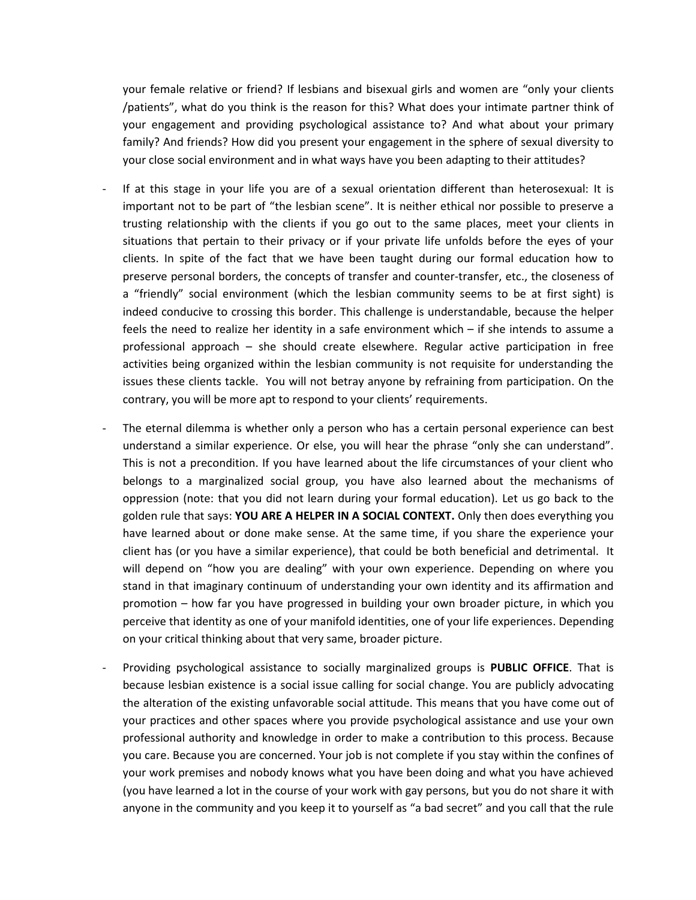your female relative or friend? If lesbians and bisexual girls and women are "only your clients /patients", what do you think is the reason for this? What does your intimate partner think of your engagement and providing psychological assistance to? And what about your primary family? And friends? How did you present your engagement in the sphere of sexual diversity to your close social environment and in what ways have you been adapting to their attitudes?

- If at this stage in your life you are of a sexual orientation different than heterosexual: It is important not to be part of "the lesbian scene". It is neither ethical nor possible to preserve a trusting relationship with the clients if you go out to the same places, meet your clients in situations that pertain to their privacy or if your private life unfolds before the eyes of your clients. In spite of the fact that we have been taught during our formal education how to preserve personal borders, the concepts of transfer and counter-transfer, etc., the closeness of a "friendly" social environment (which the lesbian community seems to be at first sight) is indeed conducive to crossing this border. This challenge is understandable, because the helper feels the need to realize her identity in a safe environment which – if she intends to assume a professional approach – she should create elsewhere. Regular active participation in free activities being organized within the lesbian community is not requisite for understanding the issues these clients tackle. You will not betray anyone by refraining from participation. On the contrary, you will be more apt to respond to your clients' requirements.

- The eternal dilemma is whether only a person who has a certain personal experience can best understand a similar experience. Or else, you will hear the phrase "only she can understand". This is not a precondition. If you have learned about the life circumstances of your client who belongs to a marginalized social group, you have also learned about the mechanisms of oppression (note: that you did not learn during your formal education). Let us go back to the golden rule that says: **YOU ARE A HELPER IN A SOCIAL CONTEXT.** Only then does everything you have learned about or done make sense. At the same time, if you share the experience your client has (or you have a similar experience), that could be both beneficial and detrimental. It will depend on "how you are dealing" with your own experience. Depending on where you stand in that imaginary continuum of understanding your own identity and its affirmation and promotion – how far you have progressed in building your own broader picture, in which you perceive that identity as one of your manifold identities, one of your life experiences. Depending on your critical thinking about that very same, broader picture.

- Providing psychological assistance to socially marginalized groups is **PUBLIC OFFICE**. That is because lesbian existence is a social issue calling for social change. You are publicly advocating the alteration of the existing unfavorable social attitude. This means that you have come out of your practices and other spaces where you provide psychological assistance and use your own professional authority and knowledge in order to make a contribution to this process. Because you care. Because you are concerned. Your job is not complete if you stay within the confines of your work premises and nobody knows what you have been doing and what you have achieved (you have learned a lot in the course of your work with gay persons, but you do not share it with anyone in the community and you keep it to yourself as "a bad secret" and you call that the rule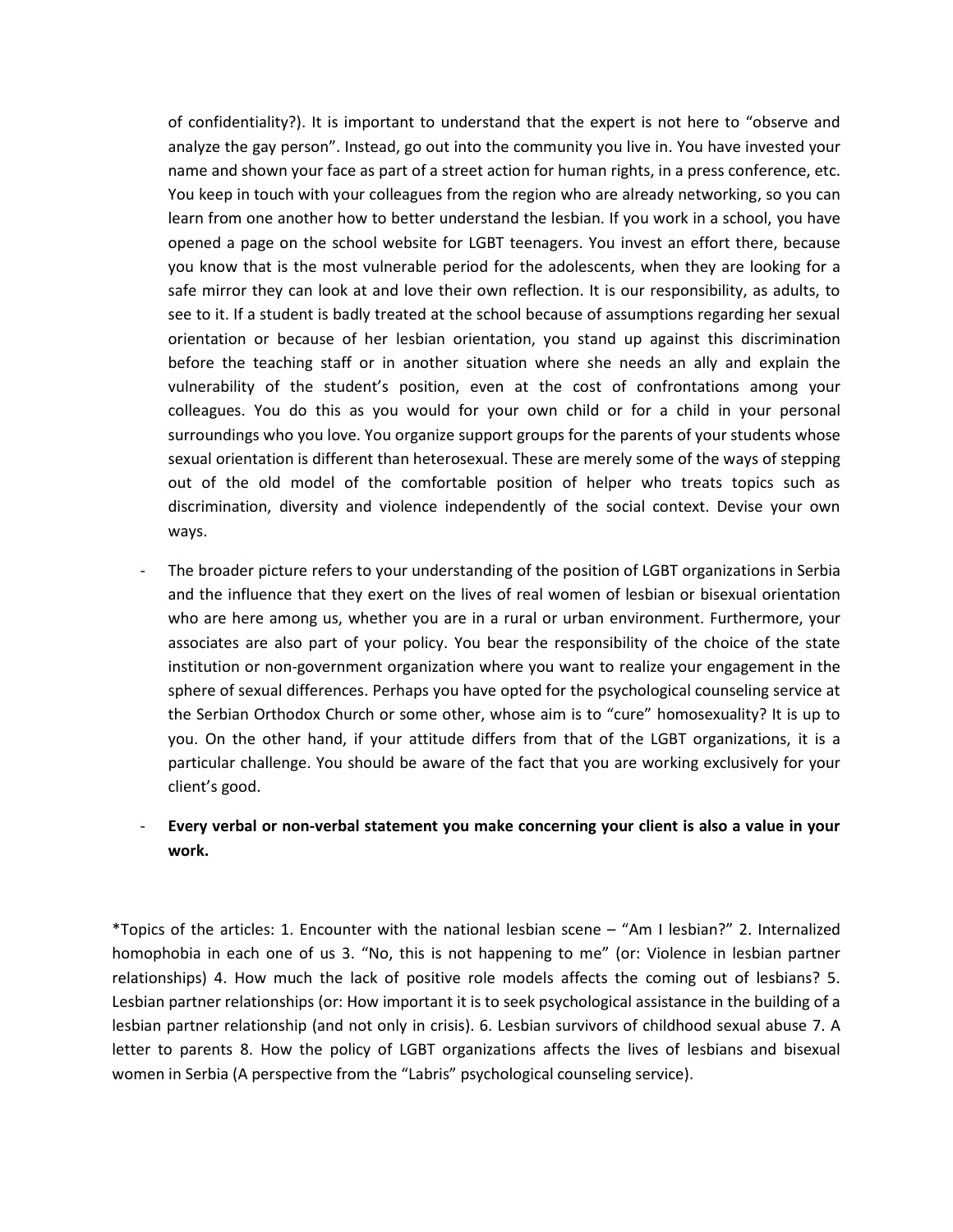of confidentiality?). It is important to understand that the expert is not here to "observe and analyze the gay person". Instead, go out into the community you live in. You have invested your name and shown your face as part of a street action for human rights, in a press conference, etc. You keep in touch with your colleagues from the region who are already networking, so you can learn from one another how to better understand the lesbian. If you work in a school, you have opened a page on the school website for LGBT teenagers. You invest an effort there, because you know that is the most vulnerable period for the adolescents, when they are looking for a safe mirror they can look at and love their own reflection. It is our responsibility, as adults, to see to it. If a student is badly treated at the school because of assumptions regarding her sexual orientation or because of her lesbian orientation, you stand up against this discrimination before the teaching staff or in another situation where she needs an ally and explain the vulnerability of the student's position, even at the cost of confrontations among your colleagues. You do this as you would for your own child or for a child in your personal surroundings who you love. You organize support groups for the parents of your students whose sexual orientation is different than heterosexual. These are merely some of the ways of stepping out of the old model of the comfortable position of helper who treats topics such as discrimination, diversity and violence independently of the social context. Devise your own ways.

- The broader picture refers to your understanding of the position of LGBT organizations in Serbia and the influence that they exert on the lives of real women of lesbian or bisexual orientation who are here among us, whether you are in a rural or urban environment. Furthermore, your associates are also part of your policy. You bear the responsibility of the choice of the state institution or non-government organization where you want to realize your engagement in the sphere of sexual differences. Perhaps you have opted for the psychological counseling service at the Serbian Orthodox Church or some other, whose aim is to "cure" homosexuality? It is up to you. On the other hand, if your attitude differs from that of the LGBT organizations, it is a particular challenge. You should be aware of the fact that you are working exclusively for your client's good.

- **Every verbal or non-verbal statement you make concerning your client is also a value in your work.**

*Topics of the articles: 1. Encounter with the national lesbian scene – "Am I lesbian?" 2. Internalized homophobia in each one of us 3. "No, this is not happening to me" (or: Violence in lesbian partner relationships) 4. How much the lack of positive role models affects the coming out of lesbians? 5. Lesbian partner relationships (or: How important it is to seek psychological assistance in the building of a lesbian partner relationship (and not only in crisis). 6. Lesbian survivors of childhood sexual abuse 7. A letter to parents 8. How the policy of LGBT organizations affects the lives of lesbians and bisexual women in Serbia (A perspective from the "Labris" psychological counseling service).